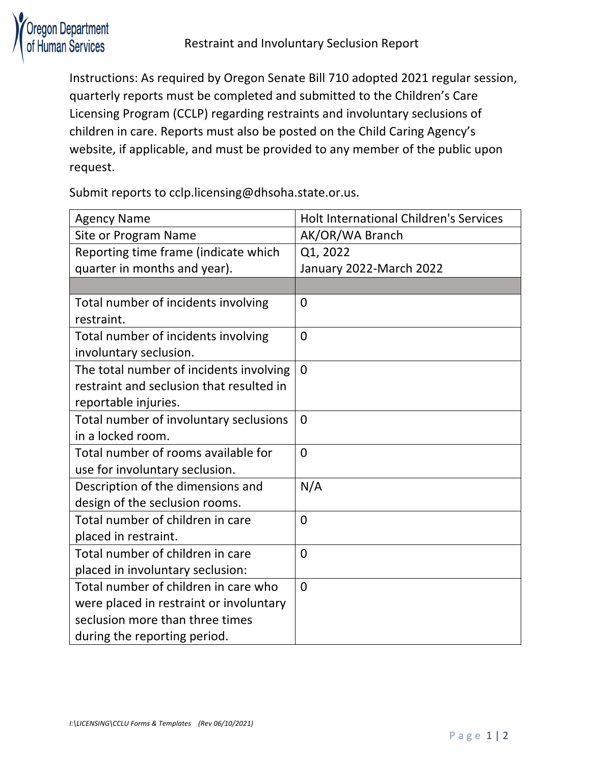# Restraint and Involuntary Seclusion Report

Instructions: As required by Oregon Senate Bill 710 adopted 2021 regular session, quarterly reports must be completed and submitted to the Children's Care Licensing Program (CCLP) regarding restraints and involuntary seclusions of children in care. Reports must also be posted on the Child Caring Agency's website, if applicable, and must be provided to any member of the public upon request.

Submit reports to cclp.licensing@dhsoha.state.or.us.

| Agency Name | Holt International Children's Services |
|---|---|
| Site or Program Name | AK/OR/WA Branch |
| Reporting time frame (indicate which quarter in months and year). | Q1, 2022<br>January 2022-March 2022 |
| | |
| Total number of incidents involving restraint. | 0 |
| Total number of incidents involving involuntary seclusion. | 0 |
| The total number of incidents involving restraint and seclusion that resulted in reportable injuries. | 0 |
| Total number of involuntary seclusions in a locked room. | 0 |
| Total number of rooms available for use for involuntary seclusion. | 0 |
| Description of the dimensions and design of the seclusion rooms. | N/A |
| Total number of children in care placed in restraint. | 0 |
| Total number of children in care placed in involuntary seclusion: | 0 |
| Total number of children in care who were placed in restraint or involuntary seclusion more than three times during the reporting period. | 0 |

*I:\LICENSING\CCLU Forms & Templates (Rev 06/10/2021)*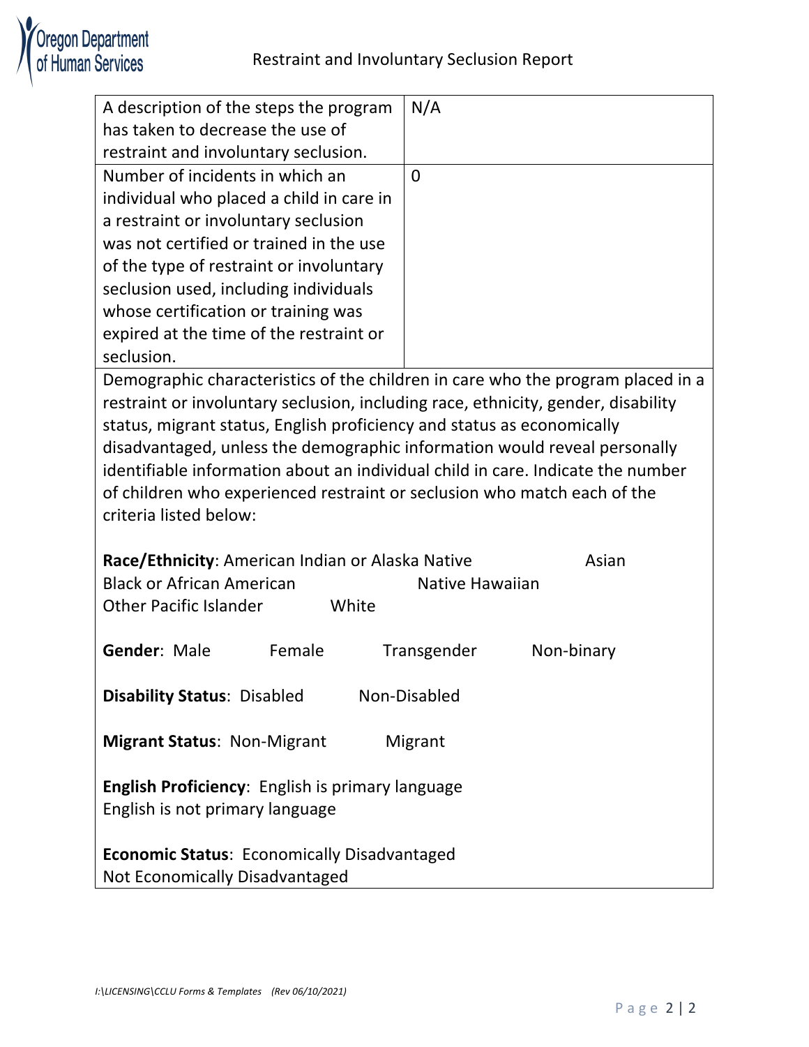| | |
|---|---|
| A description of the steps the program has taken to decrease the use of restraint and involuntary seclusion. | N/A |
| Number of incidents in which an individual who placed a child in care in a restraint or involuntary seclusion was not certified or trained in the use of the type of restraint or involuntary seclusion used, including individuals whose certification or training was expired at the time of the restraint or seclusion. | 0 |

Demographic characteristics of the children in care who the program placed in a restraint or involuntary seclusion, including race, ethnicity, gender, disability status, migrant status, English proficiency and status as economically disadvantaged, unless the demographic information would reveal personally identifiable information about an individual child in care. Indicate the number of children who experienced restraint or seclusion who match each of the criteria listed below:

**Race/Ethnicity**: American Indian or Alaska Native    Asian
Black or African American    Native Hawaiian
Other Pacific Islander    White

**Gender**: Male    Female    Transgender    Non-binary

**Disability Status**: Disabled    Non-Disabled

**Migrant Status**: Non-Migrant    Migrant

**English Proficiency**: English is primary language
English is not primary language

**Economic Status**: Economically Disadvantaged
Not Economically Disadvantaged